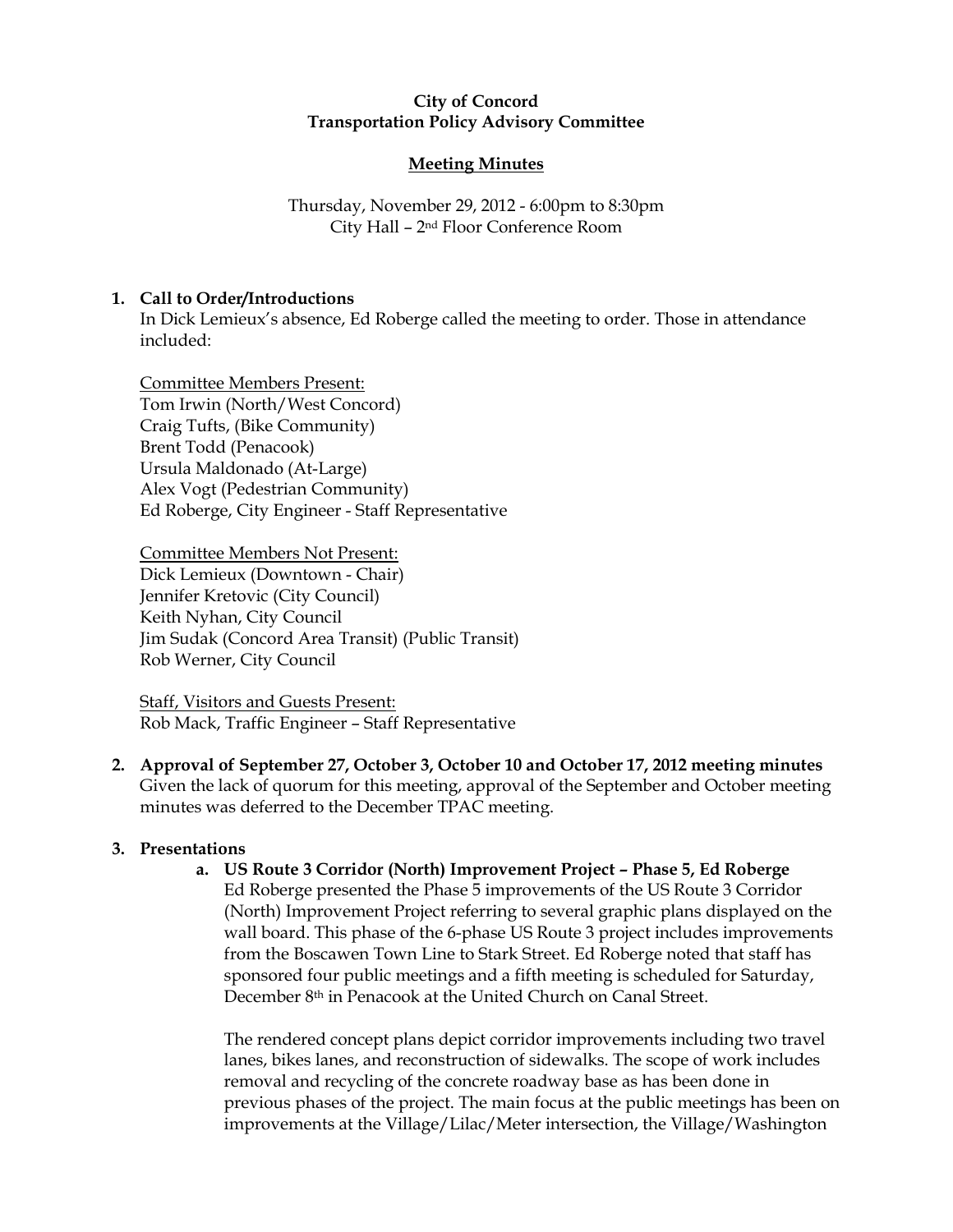**City of Concord**
**Transportation Policy Advisory Committee**

**Meeting Minutes**

Thursday, November 29, 2012 - 6:00pm to 8:30pm
City Hall – 2nd Floor Conference Room

## 1. Call to Order/Introductions

In Dick Lemieux's absence, Ed Roberge called the meeting to order. Those in attendance included:

Committee Members Present:
Tom Irwin (North/West Concord)
Craig Tufts, (Bike Community)
Brent Todd (Penacook)
Ursula Maldonado (At-Large)
Alex Vogt (Pedestrian Community)
Ed Roberge, City Engineer - Staff Representative

Committee Members Not Present:
Dick Lemieux (Downtown - Chair)
Jennifer Kretovic (City Council)
Keith Nyhan, City Council
Jim Sudak (Concord Area Transit) (Public Transit)
Rob Werner, City Council

Staff, Visitors and Guests Present:
Rob Mack, Traffic Engineer – Staff Representative

## 2. Approval of September 27, October 3, October 10 and October 17, 2012 meeting minutes

Given the lack of quorum for this meeting, approval of the September and October meeting minutes was deferred to the December TPAC meeting.

## 3. Presentations

### a. US Route 3 Corridor (North) Improvement Project – Phase 5, Ed Roberge

Ed Roberge presented the Phase 5 improvements of the US Route 3 Corridor (North) Improvement Project referring to several graphic plans displayed on the wall board. This phase of the 6-phase US Route 3 project includes improvements from the Boscawen Town Line to Stark Street. Ed Roberge noted that staff has sponsored four public meetings and a fifth meeting is scheduled for Saturday, December 8th in Penacook at the United Church on Canal Street.

The rendered concept plans depict corridor improvements including two travel lanes, bikes lanes, and reconstruction of sidewalks. The scope of work includes removal and recycling of the concrete roadway base as has been done in previous phases of the project. The main focus at the public meetings has been on improvements at the Village/Lilac/Meter intersection, the Village/Washington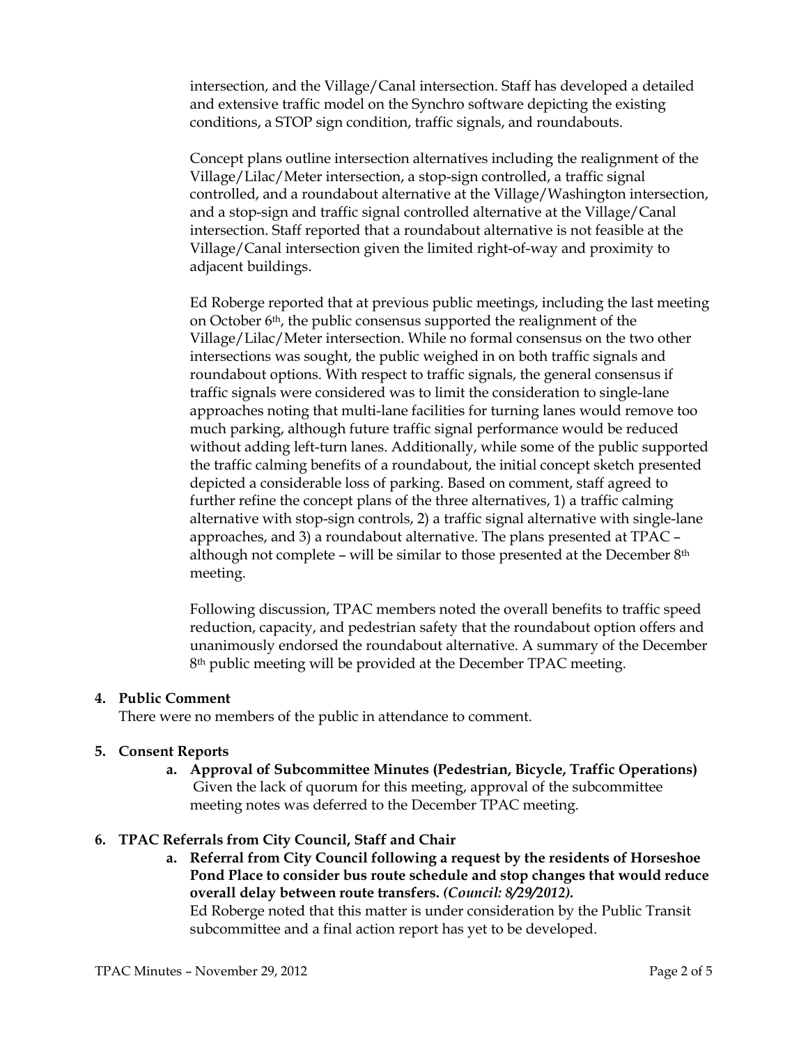intersection, and the Village/Canal intersection. Staff has developed a detailed and extensive traffic model on the Synchro software depicting the existing conditions, a STOP sign condition, traffic signals, and roundabouts.

Concept plans outline intersection alternatives including the realignment of the Village/Lilac/Meter intersection, a stop-sign controlled, a traffic signal controlled, and a roundabout alternative at the Village/Washington intersection, and a stop-sign and traffic signal controlled alternative at the Village/Canal intersection. Staff reported that a roundabout alternative is not feasible at the Village/Canal intersection given the limited right-of-way and proximity to adjacent buildings.

Ed Roberge reported that at previous public meetings, including the last meeting on October 6th, the public consensus supported the realignment of the Village/Lilac/Meter intersection. While no formal consensus on the two other intersections was sought, the public weighed in on both traffic signals and roundabout options. With respect to traffic signals, the general consensus if traffic signals were considered was to limit the consideration to single-lane approaches noting that multi-lane facilities for turning lanes would remove too much parking, although future traffic signal performance would be reduced without adding left-turn lanes. Additionally, while some of the public supported the traffic calming benefits of a roundabout, the initial concept sketch presented depicted a considerable loss of parking. Based on comment, staff agreed to further refine the concept plans of the three alternatives, 1) a traffic calming alternative with stop-sign controls, 2) a traffic signal alternative with single-lane approaches, and 3) a roundabout alternative. The plans presented at TPAC – although not complete – will be similar to those presented at the December 8th meeting.

Following discussion, TPAC members noted the overall benefits to traffic speed reduction, capacity, and pedestrian safety that the roundabout option offers and unanimously endorsed the roundabout alternative. A summary of the December 8th public meeting will be provided at the December TPAC meeting.

**4. Public Comment**

There were no members of the public in attendance to comment.

**5. Consent Reports**

**a. Approval of Subcommittee Minutes (Pedestrian, Bicycle, Traffic Operations)**
Given the lack of quorum for this meeting, approval of the subcommittee meeting notes was deferred to the December TPAC meeting.

**6. TPAC Referrals from City Council, Staff and Chair**

**a. Referral from City Council following a request by the residents of Horseshoe Pond Place to consider bus route schedule and stop changes that would reduce overall delay between route transfers.** ***(Council: 8/29/2012).***
Ed Roberge noted that this matter is under consideration by the Public Transit subcommittee and a final action report has yet to be developed.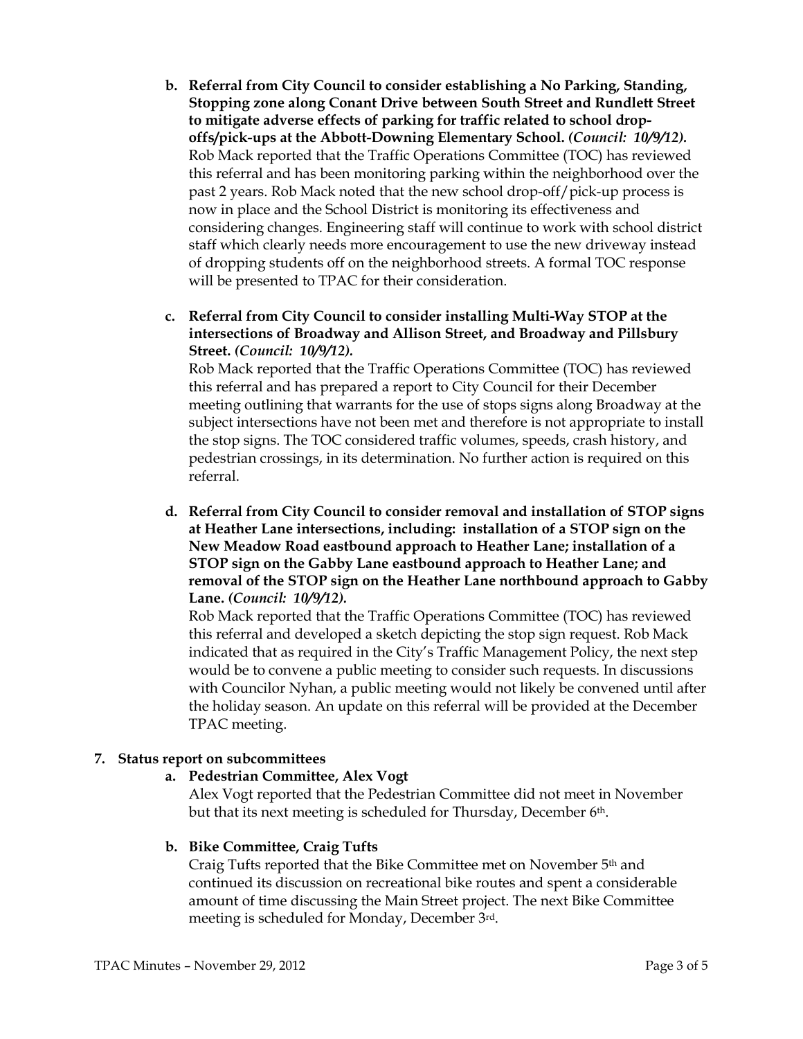b. **Referral from City Council to consider establishing a No Parking, Standing, Stopping zone along Conant Drive between South Street and Rundlett Street to mitigate adverse effects of parking for traffic related to school drop-offs/pick-ups at the Abbott-Downing Elementary School.** ***(Council: 10/9/12).*** Rob Mack reported that the Traffic Operations Committee (TOC) has reviewed this referral and has been monitoring parking within the neighborhood over the past 2 years. Rob Mack noted that the new school drop-off/pick-up process is now in place and the School District is monitoring its effectiveness and considering changes. Engineering staff will continue to work with school district staff which clearly needs more encouragement to use the new driveway instead of dropping students off on the neighborhood streets. A formal TOC response will be presented to TPAC for their consideration.

c. **Referral from City Council to consider installing Multi-Way STOP at the intersections of Broadway and Allison Street, and Broadway and Pillsbury Street.** ***(Council: 10/9/12).***
Rob Mack reported that the Traffic Operations Committee (TOC) has reviewed this referral and has prepared a report to City Council for their December meeting outlining that warrants for the use of stops signs along Broadway at the subject intersections have not been met and therefore is not appropriate to install the stop signs. The TOC considered traffic volumes, speeds, crash history, and pedestrian crossings, in its determination. No further action is required on this referral.

d. **Referral from City Council to consider removal and installation of STOP signs at Heather Lane intersections, including: installation of a STOP sign on the New Meadow Road eastbound approach to Heather Lane; installation of a STOP sign on the Gabby Lane eastbound approach to Heather Lane; and removal of the STOP sign on the Heather Lane northbound approach to Gabby Lane.** ***(Council: 10/9/12).***
Rob Mack reported that the Traffic Operations Committee (TOC) has reviewed this referral and developed a sketch depicting the stop sign request. Rob Mack indicated that as required in the City's Traffic Management Policy, the next step would be to convene a public meeting to consider such requests. In discussions with Councilor Nyhan, a public meeting would not likely be convened until after the holiday season. An update on this referral will be provided at the December TPAC meeting.

**7. Status report on subcommittees**

a. **Pedestrian Committee, Alex Vogt**
Alex Vogt reported that the Pedestrian Committee did not meet in November but that its next meeting is scheduled for Thursday, December 6th.

b. **Bike Committee, Craig Tufts**
Craig Tufts reported that the Bike Committee met on November 5th and continued its discussion on recreational bike routes and spent a considerable amount of time discussing the Main Street project. The next Bike Committee meeting is scheduled for Monday, December 3rd.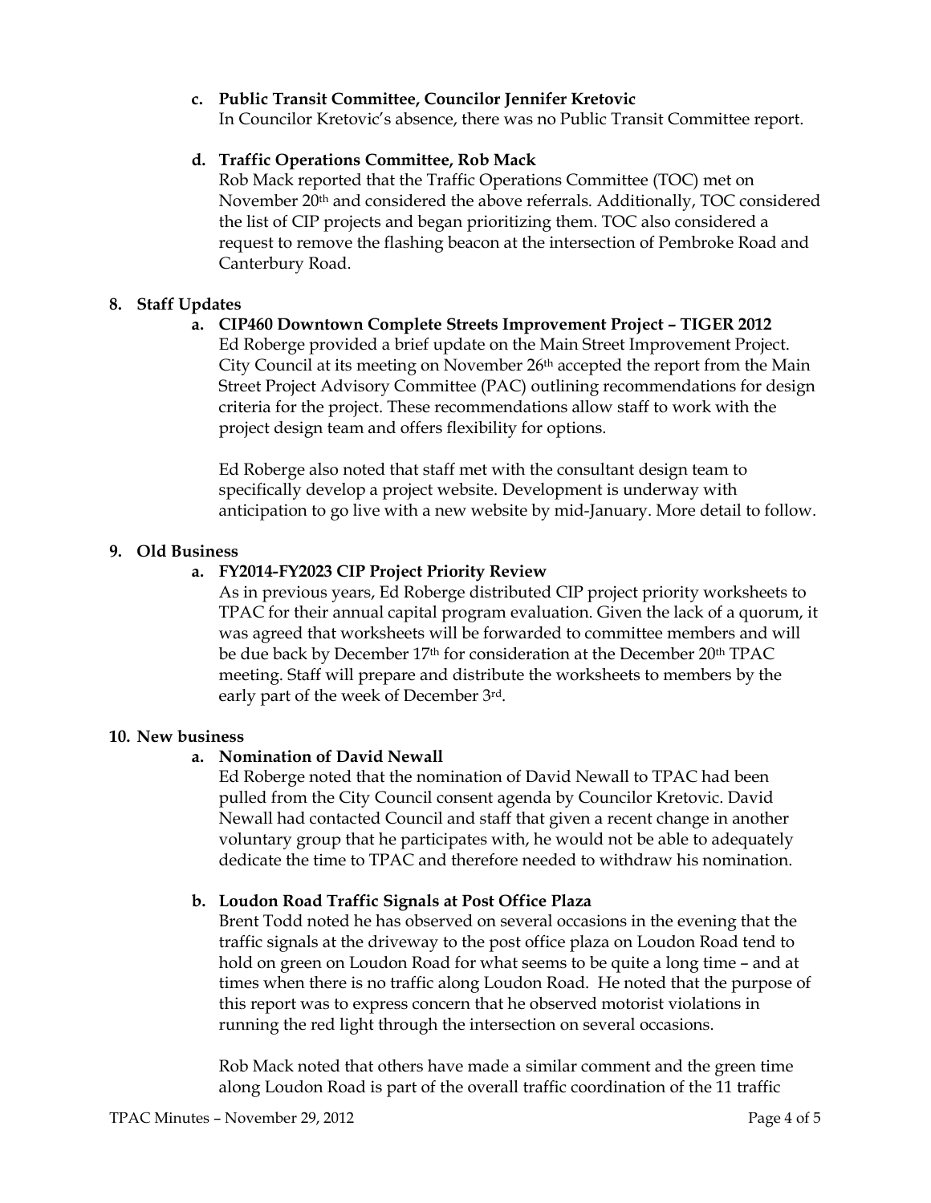**c. Public Transit Committee, Councilor Jennifer Kretovic**

In Councilor Kretovic's absence, there was no Public Transit Committee report.

**d. Traffic Operations Committee, Rob Mack**

Rob Mack reported that the Traffic Operations Committee (TOC) met on November 20th and considered the above referrals. Additionally, TOC considered the list of CIP projects and began prioritizing them. TOC also considered a request to remove the flashing beacon at the intersection of Pembroke Road and Canterbury Road.

## 8. Staff Updates

**a. CIP460 Downtown Complete Streets Improvement Project – TIGER 2012**

Ed Roberge provided a brief update on the Main Street Improvement Project. City Council at its meeting on November 26th accepted the report from the Main Street Project Advisory Committee (PAC) outlining recommendations for design criteria for the project. These recommendations allow staff to work with the project design team and offers flexibility for options.

Ed Roberge also noted that staff met with the consultant design team to specifically develop a project website. Development is underway with anticipation to go live with a new website by mid-January. More detail to follow.

## 9. Old Business

**a. FY2014-FY2023 CIP Project Priority Review**

As in previous years, Ed Roberge distributed CIP project priority worksheets to TPAC for their annual capital program evaluation. Given the lack of a quorum, it was agreed that worksheets will be forwarded to committee members and will be due back by December 17th for consideration at the December 20th TPAC meeting. Staff will prepare and distribute the worksheets to members by the early part of the week of December 3rd.

## 10. New business

**a. Nomination of David Newall**

Ed Roberge noted that the nomination of David Newall to TPAC had been pulled from the City Council consent agenda by Councilor Kretovic. David Newall had contacted Council and staff that given a recent change in another voluntary group that he participates with, he would not be able to adequately dedicate the time to TPAC and therefore needed to withdraw his nomination.

**b. Loudon Road Traffic Signals at Post Office Plaza**

Brent Todd noted he has observed on several occasions in the evening that the traffic signals at the driveway to the post office plaza on Loudon Road tend to hold on green on Loudon Road for what seems to be quite a long time – and at times when there is no traffic along Loudon Road. He noted that the purpose of this report was to express concern that he observed motorist violations in running the red light through the intersection on several occasions.

Rob Mack noted that others have made a similar comment and the green time along Loudon Road is part of the overall traffic coordination of the 11 traffic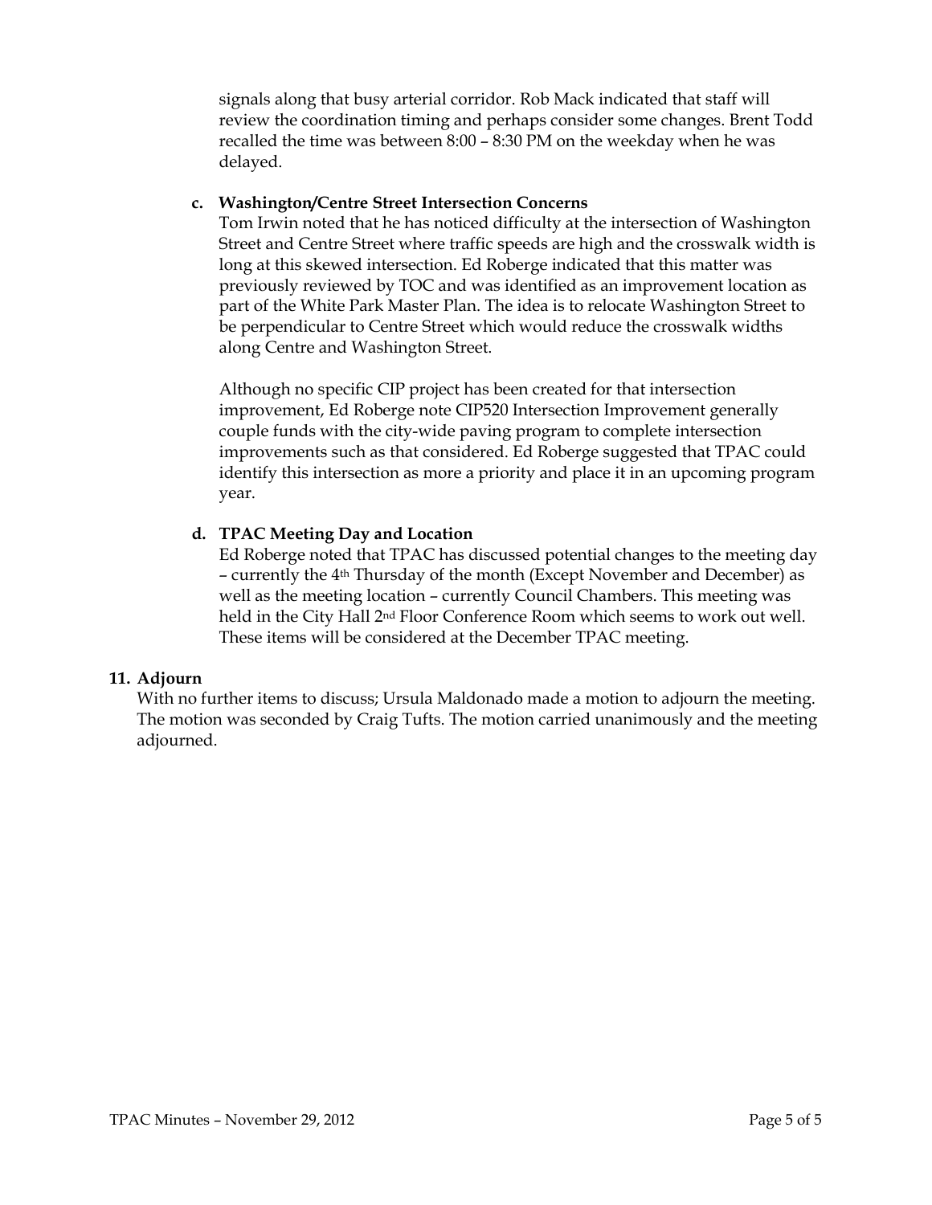signals along that busy arterial corridor. Rob Mack indicated that staff will review the coordination timing and perhaps consider some changes. Brent Todd recalled the time was between 8:00 – 8:30 PM on the weekday when he was delayed.

**c. Washington/Centre Street Intersection Concerns**

Tom Irwin noted that he has noticed difficulty at the intersection of Washington Street and Centre Street where traffic speeds are high and the crosswalk width is long at this skewed intersection. Ed Roberge indicated that this matter was previously reviewed by TOC and was identified as an improvement location as part of the White Park Master Plan. The idea is to relocate Washington Street to be perpendicular to Centre Street which would reduce the crosswalk widths along Centre and Washington Street.

Although no specific CIP project has been created for that intersection improvement, Ed Roberge note CIP520 Intersection Improvement generally couple funds with the city-wide paving program to complete intersection improvements such as that considered. Ed Roberge suggested that TPAC could identify this intersection as more a priority and place it in an upcoming program year.

**d. TPAC Meeting Day and Location**

Ed Roberge noted that TPAC has discussed potential changes to the meeting day – currently the 4th Thursday of the month (Except November and December) as well as the meeting location – currently Council Chambers. This meeting was held in the City Hall 2nd Floor Conference Room which seems to work out well. These items will be considered at the December TPAC meeting.

**11. Adjourn**

With no further items to discuss; Ursula Maldonado made a motion to adjourn the meeting. The motion was seconded by Craig Tufts. The motion carried unanimously and the meeting adjourned.